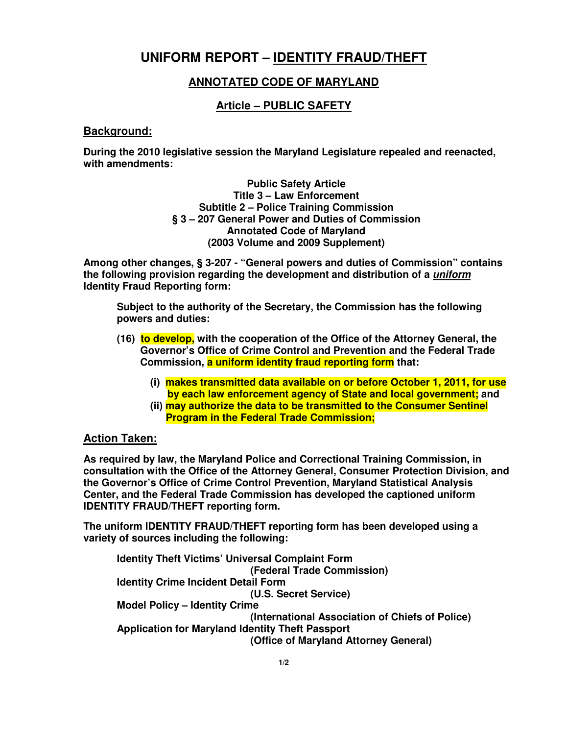# UNIFORM REPORT – IDENTITY FRAUD/THEFT

## ANNOTATED CODE OF MARYLAND

## Article – PUBLIC SAFETY

### Background:

**During the 2010 legislative session the Maryland Legislature repealed and reenacted, with amendments:**

**Public Safety Article**
**Title 3 – Law Enforcement**
**Subtitle 2 – Police Training Commission**
**§ 3 – 207 General Power and Duties of Commission**
**Annotated Code of Maryland**
**(2003 Volume and 2009 Supplement)**

**Among other changes, § 3-207 - "General powers and duties of Commission" contains the following provision regarding the development and distribution of a *uniform* Identity Fraud Reporting form:**

> **Subject to the authority of the Secretary, the Commission has the following powers and duties:**
>
> **(16) to develop, with the cooperation of the Office of the Attorney General, the Governor's Office of Crime Control and Prevention and the Federal Trade Commission, a uniform identity fraud reporting form that:**
>
> **(i) makes transmitted data available on or before October 1, 2011, for use by each law enforcement agency of State and local government; and**
>
> **(ii) may authorize the data to be transmitted to the Consumer Sentinel Program in the Federal Trade Commission;**

### Action Taken:

**As required by law, the Maryland Police and Correctional Training Commission, in consultation with the Office of the Attorney General, Consumer Protection Division, and the Governor's Office of Crime Control Prevention, Maryland Statistical Analysis Center, and the Federal Trade Commission has developed the captioned uniform IDENTITY FRAUD/THEFT reporting form.**

**The uniform IDENTITY FRAUD/THEFT reporting form has been developed using a variety of sources including the following:**

- **Identity Theft Victims' Universal Complaint Form** **(Federal Trade Commission)**
- **Identity Crime Incident Detail Form** **(U.S. Secret Service)**
- **Model Policy – Identity Crime** **(International Association of Chiefs of Police)**
- **Application for Maryland Identity Theft Passport** **(Office of Maryland Attorney General)**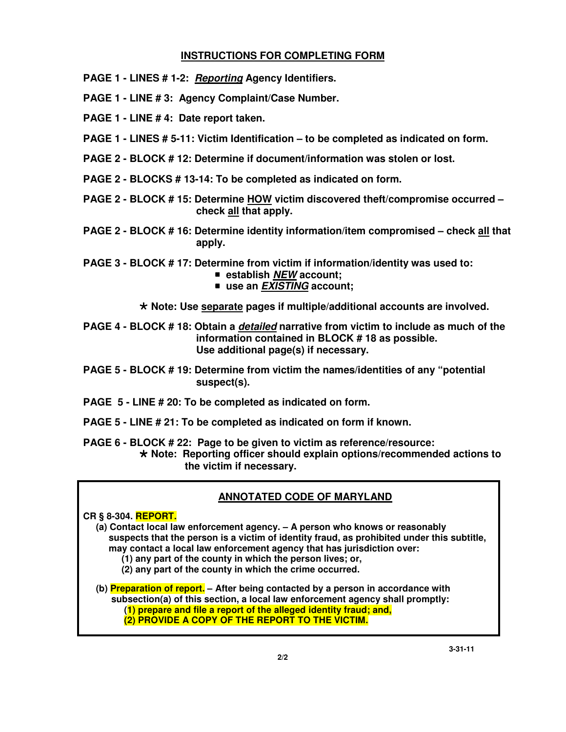## INSTRUCTIONS FOR COMPLETING FORM

**PAGE 1 - LINES # 1-2: *Reporting* Agency Identifiers.**

**PAGE 1 - LINE # 3: Agency Complaint/Case Number.**

**PAGE 1 - LINE # 4: Date report taken.**

**PAGE 1 - LINES # 5-11: Victim Identification – to be completed as indicated on form.**

**PAGE 2 - BLOCK # 12: Determine if document/information was stolen or lost.**

**PAGE 2 - BLOCKS # 13-14: To be completed as indicated on form.**

**PAGE 2 - BLOCK # 15: Determine HOW victim discovered theft/compromise occurred – check all that apply.**

**PAGE 2 - BLOCK # 16: Determine identity information/item compromised – check all that apply.**

**PAGE 3 - BLOCK # 17: Determine from victim if information/identity was used to:**

- **establish *NEW* account;**
- **use an *EXISTING* account;**

**★ Note: Use separate pages if multiple/additional accounts are involved.**

**PAGE 4 - BLOCK # 18: Obtain a *detailed* narrative from victim to include as much of the information contained in BLOCK # 18 as possible. Use additional page(s) if necessary.**

**PAGE 5 - BLOCK # 19: Determine from victim the names/identities of any "potential suspect(s).**

**PAGE 5 - LINE # 20: To be completed as indicated on form.**

**PAGE 5 - LINE # 21: To be completed as indicated on form if known.**

**PAGE 6 - BLOCK # 22: Page to be given to victim as reference/resource:**

**★ Note: Reporting officer should explain options/recommended actions to the victim if necessary.**

### ANNOTATED CODE OF MARYLAND

**CR § 8-304. REPORT.**

**(a) Contact local law enforcement agency. – A person who knows or reasonably suspects that the person is a victim of identity fraud, as prohibited under this subtitle, may contact a local law enforcement agency that has jurisdiction over:**

**(1) any part of the county in which the person lives; or,**

**(2) any part of the county in which the crime occurred.**

**(b) Preparation of report. – After being contacted by a person in accordance with subsection(a) of this section, a local law enforcement agency shall promptly:**

**(1) prepare and file a report of the alleged identity fraud; and,**

**(2) PROVIDE A COPY OF THE REPORT TO THE VICTIM.**

3-31-11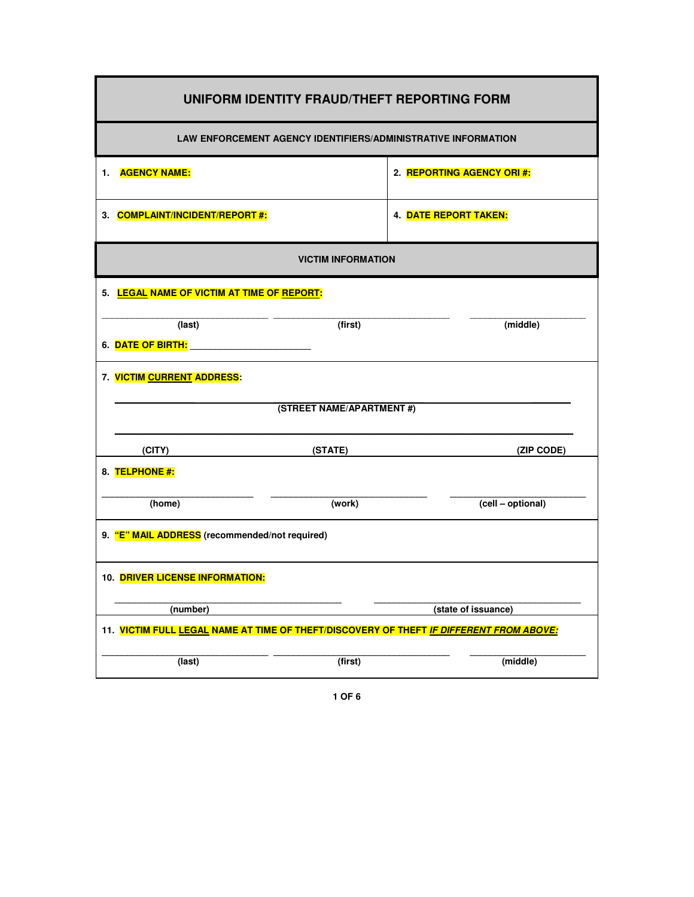# UNIFORM IDENTITY FRAUD/THEFT REPORTING FORM

## LAW ENFORCEMENT AGENCY IDENTIFIERS/ADMINISTRATIVE INFORMATION

| | |
|---|---|
| 1. **AGENCY NAME:** | 2. **REPORTING AGENCY ORI #:** |
| 3. **COMPLAINT/INCIDENT/REPORT #:** | 4. **DATE REPORT TAKEN:** |

## VICTIM INFORMATION

5. **LEGAL NAME OF VICTIM AT TIME OF REPORT:**

| ______________________ | ______________________ | ______________________ |
|---|---|---|
| (last) | (first) | (middle) |

6. **DATE OF BIRTH:** ______________________

7. **VICTIM CURRENT ADDRESS:**

______________________________________________
(STREET NAME/APARTMENT #)

______________________________________________

| (CITY) | (STATE) | (ZIP CODE) |
|---|---|---|

8. **TELPHONE #:**

| ______________________ | ______________________ | ______________________ |
|---|---|---|
| (home) | (work) | (cell – optional) |

9. **"E" MAIL ADDRESS** (recommended/not required)

10. **DRIVER LICENSE INFORMATION:**

| ______________________ | ______________________ |
|---|---|
| (number) | (state of issuance) |

11. **VICTIM FULL LEGAL NAME AT TIME OF THEFT/DISCOVERY OF THEFT *IF DIFFERENT FROM ABOVE:***

| ______________________ | ______________________ | ______________________ |
|---|---|---|
| (last) | (first) | (middle) |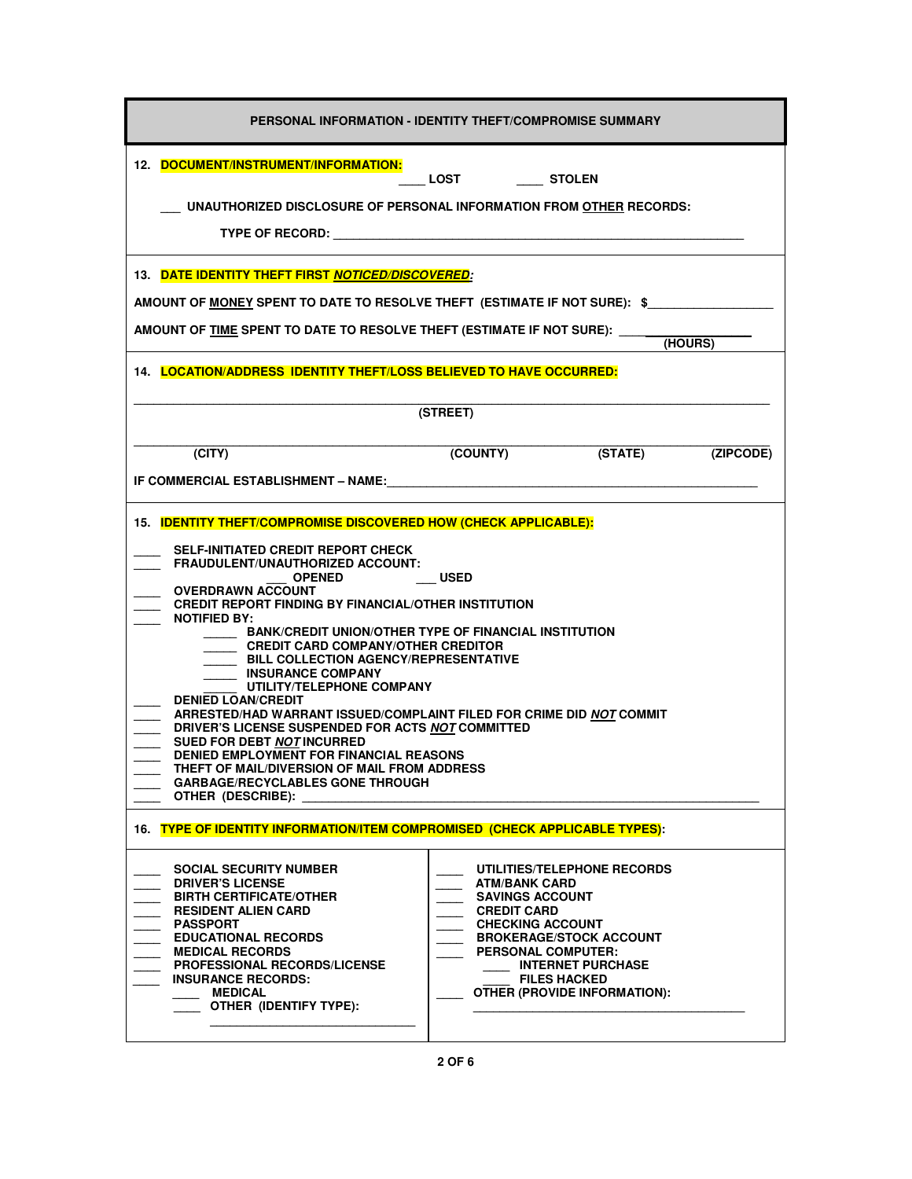## PERSONAL INFORMATION - IDENTITY THEFT/COMPROMISE SUMMARY

**12. DOCUMENT/INSTRUMENT/INFORMATION:** ____ LOST ____ STOLEN

___ UNAUTHORIZED DISCLOSURE OF PERSONAL INFORMATION FROM OTHER RECORDS:

TYPE OF RECORD: ______________________________________________

**13. DATE IDENTITY THEFT FIRST *NOTICED/DISCOVERED*:**

AMOUNT OF MONEY SPENT TO DATE TO RESOLVE THEFT (ESTIMATE IF NOT SURE): $______________

AMOUNT OF TIME SPENT TO DATE TO RESOLVE THEFT (ESTIMATE IF NOT SURE): ______________ (HOURS)

**14. LOCATION/ADDRESS IDENTITY THEFT/LOSS BELIEVED TO HAVE OCCURRED:**

______________________________________________
(STREET)

______________________________________________
(CITY) (COUNTY) (STATE) (ZIPCODE)

IF COMMERCIAL ESTABLISHMENT – NAME: ______________________________________________

**15. IDENTITY THEFT/COMPROMISE DISCOVERED HOW (CHECK APPLICABLE):**

____ SELF-INITIATED CREDIT REPORT CHECK
____ FRAUDULENT/UNAUTHORIZED ACCOUNT:
 ___ OPENED ___ USED
____ OVERDRAWN ACCOUNT
____ CREDIT REPORT FINDING BY FINANCIAL/OTHER INSTITUTION
____ NOTIFIED BY:
 _____ BANK/CREDIT UNION/OTHER TYPE OF FINANCIAL INSTITUTION
 _____ CREDIT CARD COMPANY/OTHER CREDITOR
 _____ BILL COLLECTION AGENCY/REPRESENTATIVE
 _____ INSURANCE COMPANY
 _____ UTILITY/TELEPHONE COMPANY
____ DENIED LOAN/CREDIT
____ ARRESTED/HAD WARRANT ISSUED/COMPLAINT FILED FOR CRIME DID *NOT* COMMIT
____ DRIVER'S LICENSE SUSPENDED FOR ACTS *NOT* COMMITTED
____ SUED FOR DEBT *NOT* INCURRED
____ DENIED EMPLOYMENT FOR FINANCIAL REASONS
____ THEFT OF MAIL/DIVERSION OF MAIL FROM ADDRESS
____ GARBAGE/RECYCLABLES GONE THROUGH
____ OTHER (DESCRIBE): ______________________________________________

**16. TYPE OF IDENTITY INFORMATION/ITEM COMPROMISED (CHECK APPLICABLE TYPES):**

____ SOCIAL SECURITY NUMBER
____ DRIVER'S LICENSE
____ BIRTH CERTIFICATE/OTHER
____ RESIDENT ALIEN CARD
____ PASSPORT
____ EDUCATIONAL RECORDS
____ MEDICAL RECORDS
____ PROFESSIONAL RECORDS/LICENSE
____ INSURANCE RECORDS:
 ____ MEDICAL
 ____ OTHER (IDENTIFY TYPE):
 ______________________________

____ UTILITIES/TELEPHONE RECORDS
____ ATM/BANK CARD
____ SAVINGS ACCOUNT
____ CREDIT CARD
____ CHECKING ACCOUNT
____ BROKERAGE/STOCK ACCOUNT
____ PERSONAL COMPUTER:
 ____ INTERNET PURCHASE
 ____ FILES HACKED
____ OTHER (PROVIDE INFORMATION):
______________________________________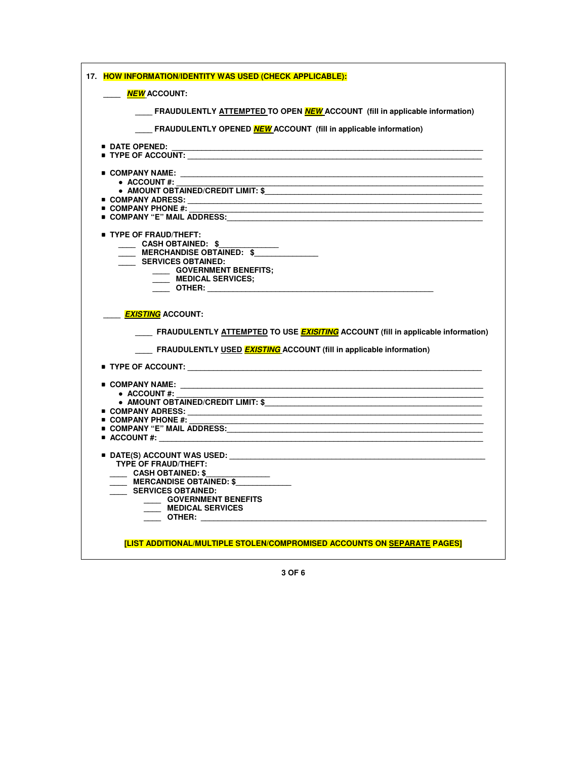**17. HOW INFORMATION/IDENTITY WAS USED (CHECK APPLICABLE):**

____ ***NEW*** **ACCOUNT:**

____ **FRAUDULENTLY ATTEMPTED TO OPEN *NEW* ACCOUNT (fill in applicable information)**

____ **FRAUDULENTLY OPENED *NEW* ACCOUNT (fill in applicable information)**

- **DATE OPENED:** ____________________
- **TYPE OF ACCOUNT:** ____________________
- **COMPANY NAME:** ____________________
  - **ACCOUNT #:** ____________________
  - **AMOUNT OBTAINED/CREDIT LIMIT: $**____________________
- **COMPANY ADRESS:** ____________________
- **COMPANY PHONE #:** ____________________
- **COMPANY "E" MAIL ADDRESS:**____________________
- **TYPE OF FRAUD/THEFT:**
  - ____ **CASH OBTAINED: $**____________
  - ____ **MERCHANDISE OBTAINED: $**____________
  - ____ **SERVICES OBTAINED:**
    - ____ **GOVERNMENT BENEFITS;**
    - ____ **MEDICAL SERVICES;**
    - ____ **OTHER:** ____________________

____ ***EXISTING*** **ACCOUNT:**

____ **FRAUDULENTLY ATTEMPTED TO USE *EXISITING* ACCOUNT (fill in applicable information)**

____ **FRAUDULENTLY USED *EXISTING* ACCOUNT (fill in applicable information)**

- **TYPE OF ACCOUNT:** ____________________
- **COMPANY NAME:** ____________________
  - **ACCOUNT #:** ____________________
  - **AMOUNT OBTAINED/CREDIT LIMIT: $**____________________
- **COMPANY ADRESS:** ____________________
- **COMPANY PHONE #:** ____________________
- **COMPANY "E" MAIL ADDRESS:**____________________
- **ACCOUNT #:** ____________________
- **DATE(S) ACCOUNT WAS USED:** ____________________

  **TYPE OF FRAUD/THEFT:**
  - ____ **CASH OBTAINED: $**____________
  - ____ **MERCANDISE OBTAINED: $**____________
  - ____ **SERVICES OBTAINED:**
    - ____ **GOVERNMENT BENEFITS**
    - ____ **MEDICAL SERVICES**
    - ____ **OTHER:** ____________________

**[LIST ADDITIONAL/MULTIPLE STOLEN/COMPROMISED ACCOUNTS ON SEPARATE PAGES]**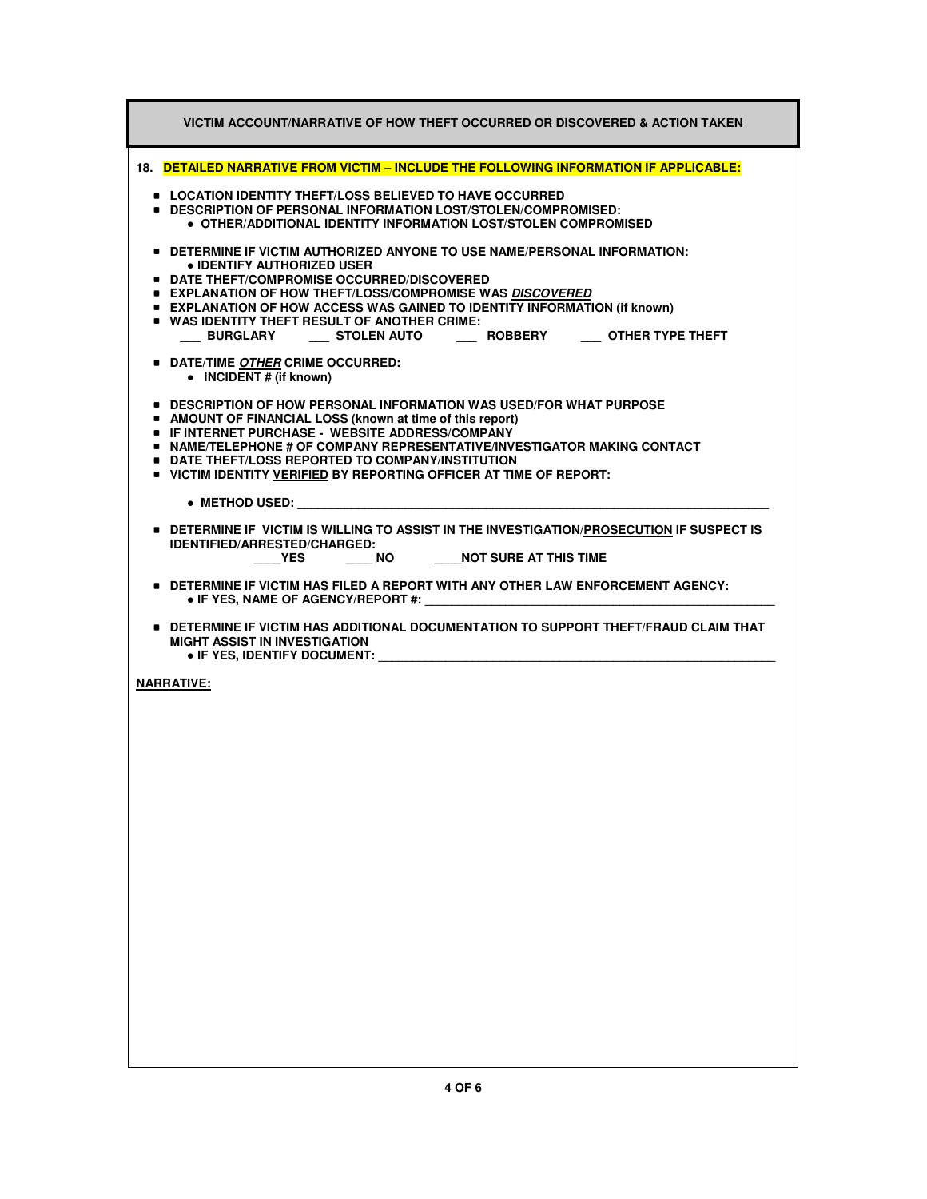## VICTIM ACCOUNT/NARRATIVE OF HOW THEFT OCCURRED OR DISCOVERED & ACTION TAKEN

**18. DETAILED NARRATIVE FROM VICTIM – INCLUDE THE FOLLOWING INFORMATION IF APPLICABLE:**

- **LOCATION IDENTITY THEFT/LOSS BELIEVED TO HAVE OCCURRED**
- **DESCRIPTION OF PERSONAL INFORMATION LOST/STOLEN/COMPROMISED:**
  - **OTHER/ADDITIONAL IDENTITY INFORMATION LOST/STOLEN COMPROMISED**
- **DETERMINE IF VICTIM AUTHORIZED ANYONE TO USE NAME/PERSONAL INFORMATION:**
  - **IDENTIFY AUTHORIZED USER**
- **DATE THEFT/COMPROMISE OCCURRED/DISCOVERED**
- **EXPLANATION OF HOW THEFT/LOSS/COMPROMISE WAS *DISCOVERED***
- **EXPLANATION OF HOW ACCESS WAS GAINED TO IDENTITY INFORMATION (if known)**
- **WAS IDENTITY THEFT RESULT OF ANOTHER CRIME:**
  ___ **BURGLARY** ___ **STOLEN AUTO** ___ **ROBBERY** ___ **OTHER TYPE THEFT**
- **DATE/TIME *OTHER* CRIME OCCURRED:**
  - **INCIDENT # (if known)**
- **DESCRIPTION OF HOW PERSONAL INFORMATION WAS USED/FOR WHAT PURPOSE**
- **AMOUNT OF FINANCIAL LOSS (known at time of this report)**
- **IF INTERNET PURCHASE - WEBSITE ADDRESS/COMPANY**
- **NAME/TELEPHONE # OF COMPANY REPRESENTATIVE/INVESTIGATOR MAKING CONTACT**
- **DATE THEFT/LOSS REPORTED TO COMPANY/INSTITUTION**
- **VICTIM IDENTITY VERIFIED BY REPORTING OFFICER AT TIME OF REPORT:**
  - **METHOD USED:** ______________________________________________
- **DETERMINE IF VICTIM IS WILLING TO ASSIST IN THE INVESTIGATION/PROSECUTION IF SUSPECT IS IDENTIFIED/ARRESTED/CHARGED:**
  ____**YES** ____ **NO** ____**NOT SURE AT THIS TIME**
- **DETERMINE IF VICTIM HAS FILED A REPORT WITH ANY OTHER LAW ENFORCEMENT AGENCY:**
  - **IF YES, NAME OF AGENCY/REPORT #:** ______________________________________________
- **DETERMINE IF VICTIM HAS ADDITIONAL DOCUMENTATION TO SUPPORT THEFT/FRAUD CLAIM THAT MIGHT ASSIST IN INVESTIGATION**
  - **IF YES, IDENTIFY DOCUMENT:** ______________________________________________

**NARRATIVE:**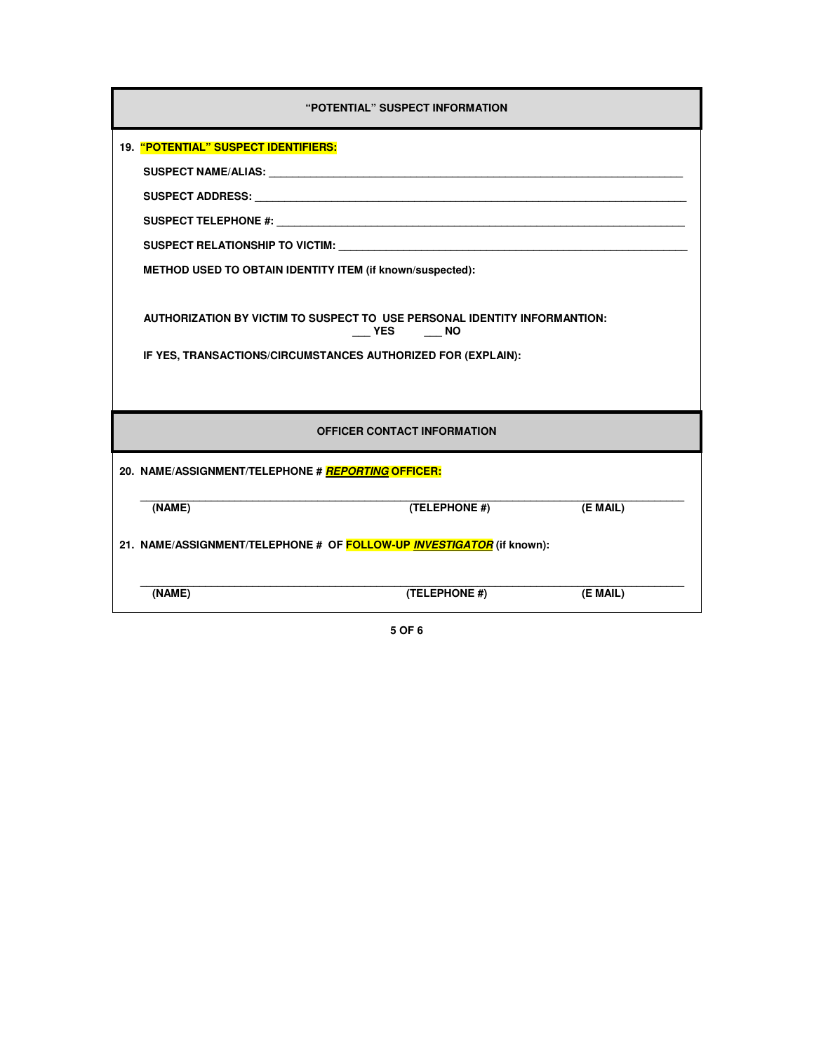## "POTENTIAL" SUSPECT INFORMATION

19. **"POTENTIAL" SUSPECT IDENTIFIERS:**

**SUSPECT NAME/ALIAS:** ______________________________________________________________

**SUSPECT ADDRESS:** ______________________________________________________________

**SUSPECT TELEPHONE #:** ______________________________________________________________

**SUSPECT RELATIONSHIP TO VICTIM:** ____________________________________________________

**METHOD USED TO OBTAIN IDENTITY ITEM (if known/suspected):**

**AUTHORIZATION BY VICTIM TO SUSPECT TO USE PERSONAL IDENTITY INFORMANTION:**
___ **YES** ___ **NO**

**IF YES, TRANSACTIONS/CIRCUMSTANCES AUTHORIZED FOR (EXPLAIN):**

## OFFICER CONTACT INFORMATION

20. **NAME/ASSIGNMENT/TELEPHONE # *REPORTING* OFFICER:**

______________________________________________________________________________

**(NAME)** **(TELEPHONE #)** **(E MAIL)**

21. **NAME/ASSIGNMENT/TELEPHONE # OF FOLLOW-UP *INVESTIGATOR* (if known):**

______________________________________________________________________________

**(NAME)** **(TELEPHONE #)** **(E MAIL)**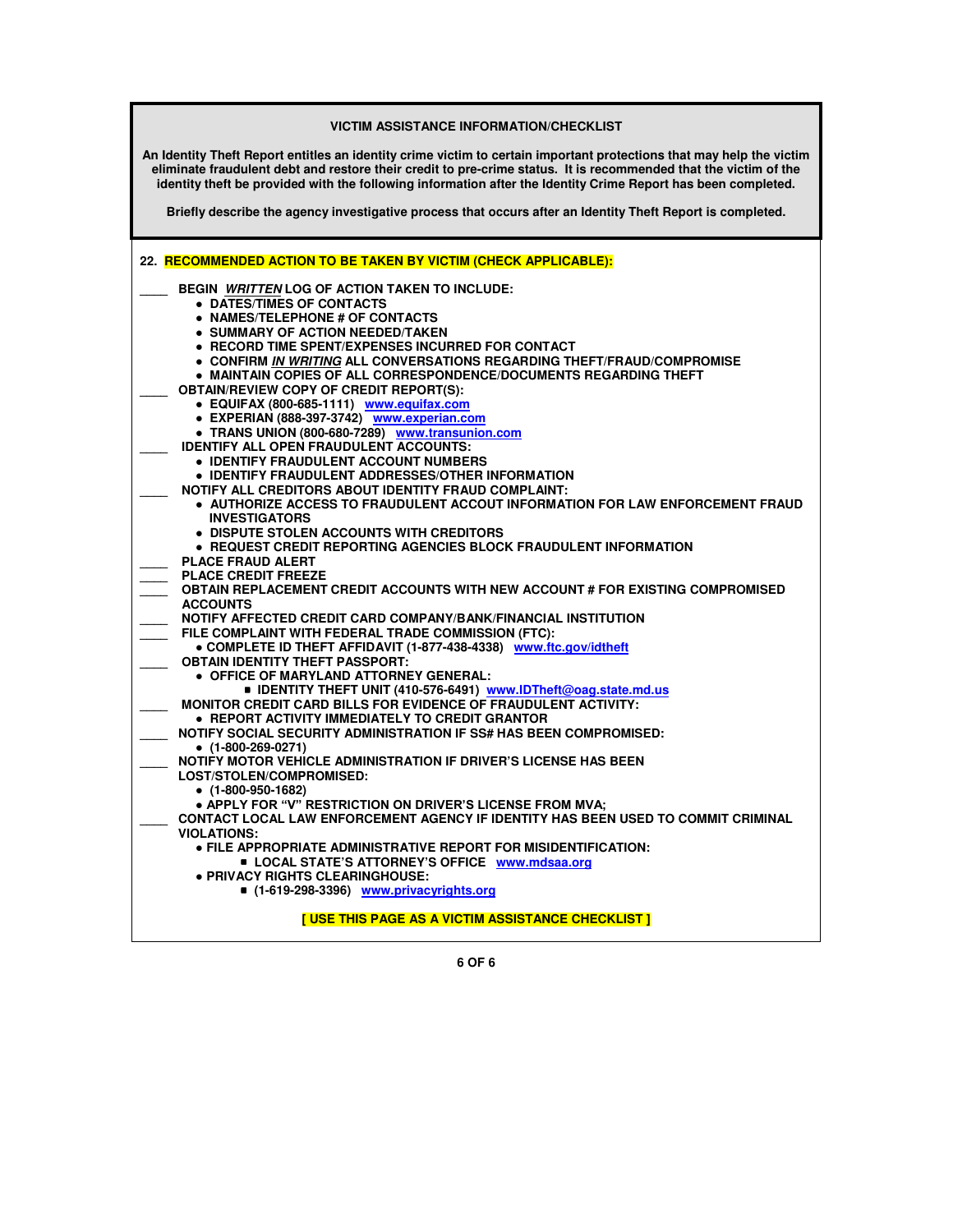## VICTIM ASSISTANCE INFORMATION/CHECKLIST

**An Identity Theft Report entitles an identity crime victim to certain important protections that may help the victim eliminate fraudulent debt and restore their credit to pre-crime status. It is recommended that the victim of the identity theft be provided with the following information after the Identity Crime Report has been completed.**

**Briefly describe the agency investigative process that occurs after an Identity Theft Report is completed.**

**22. RECOMMENDED ACTION TO BE TAKEN BY VICTIM (CHECK APPLICABLE):**

____ **BEGIN *WRITTEN* LOG OF ACTION TAKEN TO INCLUDE:**
- DATES/TIMES OF CONTACTS
- NAMES/TELEPHONE # OF CONTACTS
- SUMMARY OF ACTION NEEDED/TAKEN
- RECORD TIME SPENT/EXPENSES INCURRED FOR CONTACT
- CONFIRM *IN WRITING* ALL CONVERSATIONS REGARDING THEFT/FRAUD/COMPROMISE
- MAINTAIN COPIES OF ALL CORRESPONDENCE/DOCUMENTS REGARDING THEFT

____ **OBTAIN/REVIEW COPY OF CREDIT REPORT(S):**
- EQUIFAX (800-685-1111) www.equifax.com
- EXPERIAN (888-397-3742) www.experian.com
- TRANS UNION (800-680-7289) www.transunion.com

____ **IDENTIFY ALL OPEN FRAUDULENT ACCOUNTS:**
- IDENTIFY FRAUDULENT ACCOUNT NUMBERS
- IDENTIFY FRAUDULENT ADDRESSES/OTHER INFORMATION

____ **NOTIFY ALL CREDITORS ABOUT IDENTITY FRAUD COMPLAINT:**
- AUTHORIZE ACCESS TO FRAUDULENT ACCOUT INFORMATION FOR LAW ENFORCEMENT FRAUD INVESTIGATORS
- DISPUTE STOLEN ACCOUNTS WITH CREDITORS
- REQUEST CREDIT REPORTING AGENCIES BLOCK FRAUDULENT INFORMATION

____ **PLACE FRAUD ALERT**

____ **PLACE CREDIT FREEZE**

____ **OBTAIN REPLACEMENT CREDIT ACCOUNTS WITH NEW ACCOUNT # FOR EXISTING COMPROMISED ACCOUNTS**

____ **NOTIFY AFFECTED CREDIT CARD COMPANY/BANK/FINANCIAL INSTITUTION**

____ **FILE COMPLAINT WITH FEDERAL TRADE COMMISSION (FTC):**
- COMPLETE ID THEFT AFFIDAVIT (1-877-438-4338) www.ftc.gov/idtheft

____ **OBTAIN IDENTITY THEFT PASSPORT:**
- OFFICE OF MARYLAND ATTORNEY GENERAL:
  - IDENTITY THEFT UNIT (410-576-6491) www.IDTheft@oag.state.md.us

____ **MONITOR CREDIT CARD BILLS FOR EVIDENCE OF FRAUDULENT ACTIVITY:**
- REPORT ACTIVITY IMMEDIATELY TO CREDIT GRANTOR

____ **NOTIFY SOCIAL SECURITY ADMINISTRATION IF SS# HAS BEEN COMPROMISED:**
- (1-800-269-0271)

____ **NOTIFY MOTOR VEHICLE ADMINISTRATION IF DRIVER'S LICENSE HAS BEEN LOST/STOLEN/COMPROMISED:**
- (1-800-950-1682)
- APPLY FOR "V" RESTRICTION ON DRIVER'S LICENSE FROM MVA;

____ **CONTACT LOCAL LAW ENFORCEMENT AGENCY IF IDENTITY HAS BEEN USED TO COMMIT CRIMINAL VIOLATIONS:**
- FILE APPROPRIATE ADMINISTRATIVE REPORT FOR MISIDENTIFICATION:
  - LOCAL STATE'S ATTORNEY'S OFFICE www.mdsaa.org
- PRIVACY RIGHTS CLEARINGHOUSE:
  - (1-619-298-3396) www.privacyrights.org

**[ USE THIS PAGE AS A VICTIM ASSISTANCE CHECKLIST ]**